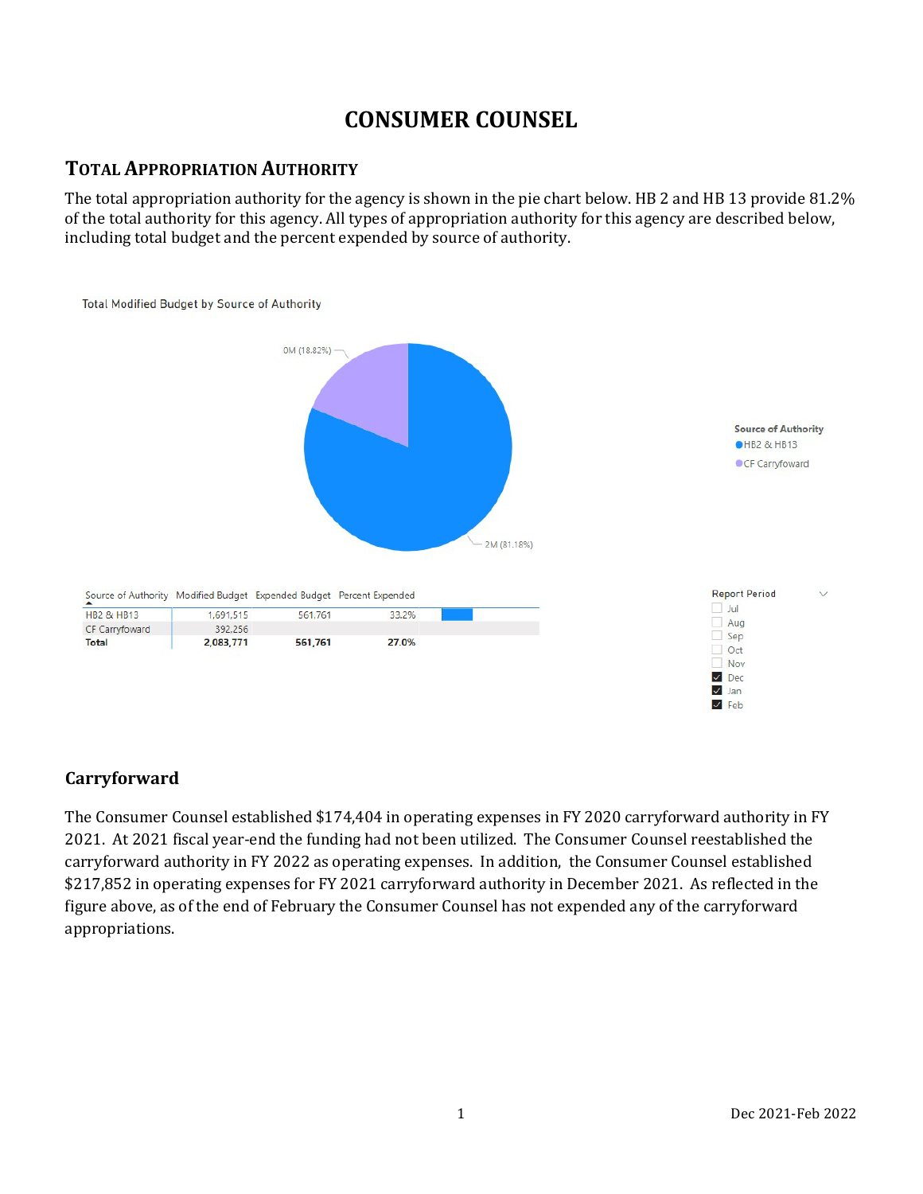# CONSUMER COUNSEL

## TOTAL APPROPRIATION AUTHORITY

The total appropriation authority for the agency is shown in the pie chart below. HB 2 and HB 13 provide 81.2% of the total authority for this agency. All types of appropriation authority for this agency are described below, including total budget and the percent expended by source of authority.

Total Modified Budget by Source of Authority

0M (18.82%)

2M (81.18%)

Source of Authority
- HB2 & HB13
- CF Carryfoward

| Source of Authority | Modified Budget | Expended Budget | Percent Expended |
|---|---|---|---|
| HB2 & HB13 | 1,691,515 | 561,761 | 33.2% |
| CF Carryfoward | 392,256 | | |
| **Total** | **2,083,771** | **561,761** | **27.0%** |

Report Period
- [ ] Jul
- [ ] Aug
- [ ] Sep
- [ ] Oct
- [ ] Nov
- [x] Dec
- [x] Jan
- [x] Feb

### Carryforward

The Consumer Counsel established $174,404 in operating expenses in FY 2020 carryforward authority in FY 2021. At 2021 fiscal year-end the funding had not been utilized. The Consumer Counsel reestablished the carryforward authority in FY 2022 as operating expenses. In addition, the Consumer Counsel established $217,852 in operating expenses for FY 2021 carryforward authority in December 2021. As reflected in the figure above, as of the end of February the Consumer Counsel has not expended any of the carryforward appropriations.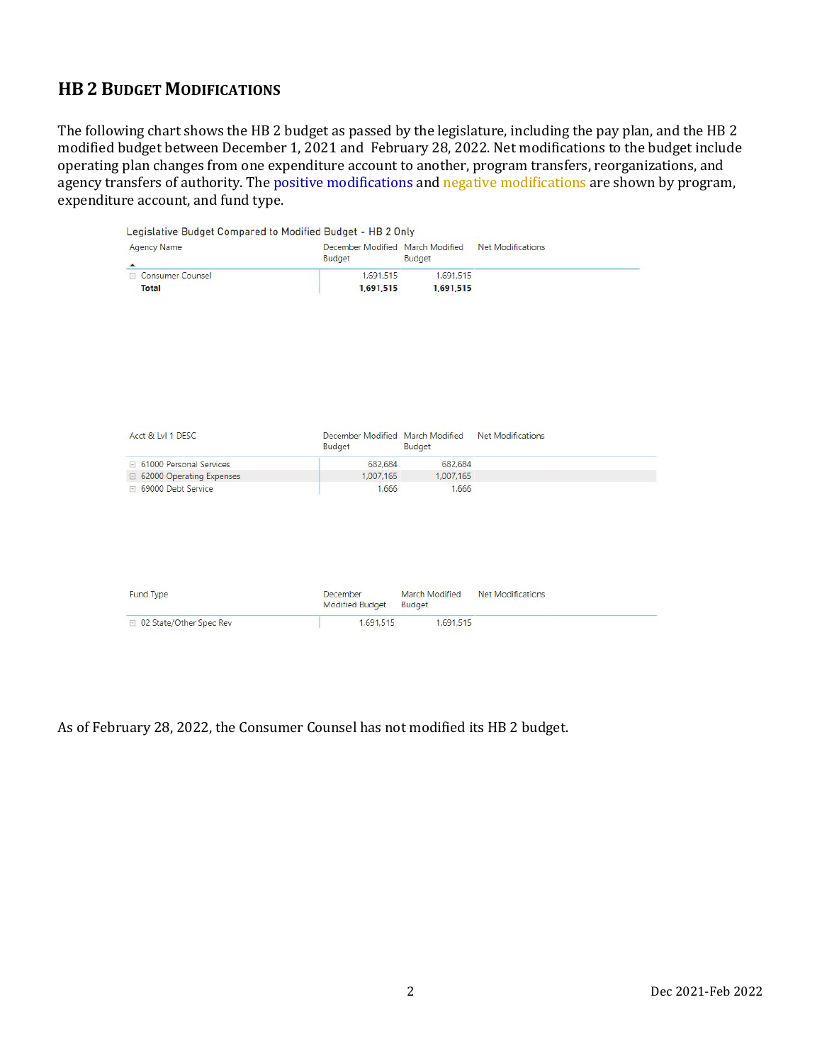## HB 2 BUDGET MODIFICATIONS

The following chart shows the HB 2 budget as passed by the legislature, including the pay plan, and the HB 2 modified budget between December 1, 2021 and February 28, 2022. Net modifications to the budget include operating plan changes from one expenditure account to another, program transfers, reorganizations, and agency transfers of authority. The positive modifications and negative modifications are shown by program, expenditure account, and fund type.

Legislative Budget Compared to Modified Budget - HB 2 Only

| Agency Name | December Modified Budget | March Modified Budget | Net Modifications |
|---|---|---|---|
| Consumer Counsel | 1,691,515 | 1,691,515 | |
| **Total** | **1,691,515** | **1,691,515** | |

| Acct & Lvl 1 DESC | December Modified Budget | March Modified Budget | Net Modifications |
|---|---|---|---|
| 61000 Personal Services | 682,684 | 682,684 | |
| 62000 Operating Expenses | 1,007,165 | 1,007,165 | |
| 69000 Debt Service | 1,666 | 1,666 | |

| Fund Type | December Modified Budget | March Modified Budget | Net Modifications |
|---|---|---|---|
| 02 State/Other Spec Rev | 1,691,515 | 1,691,515 | |

As of February 28, 2022, the Consumer Counsel has not modified its HB 2 budget.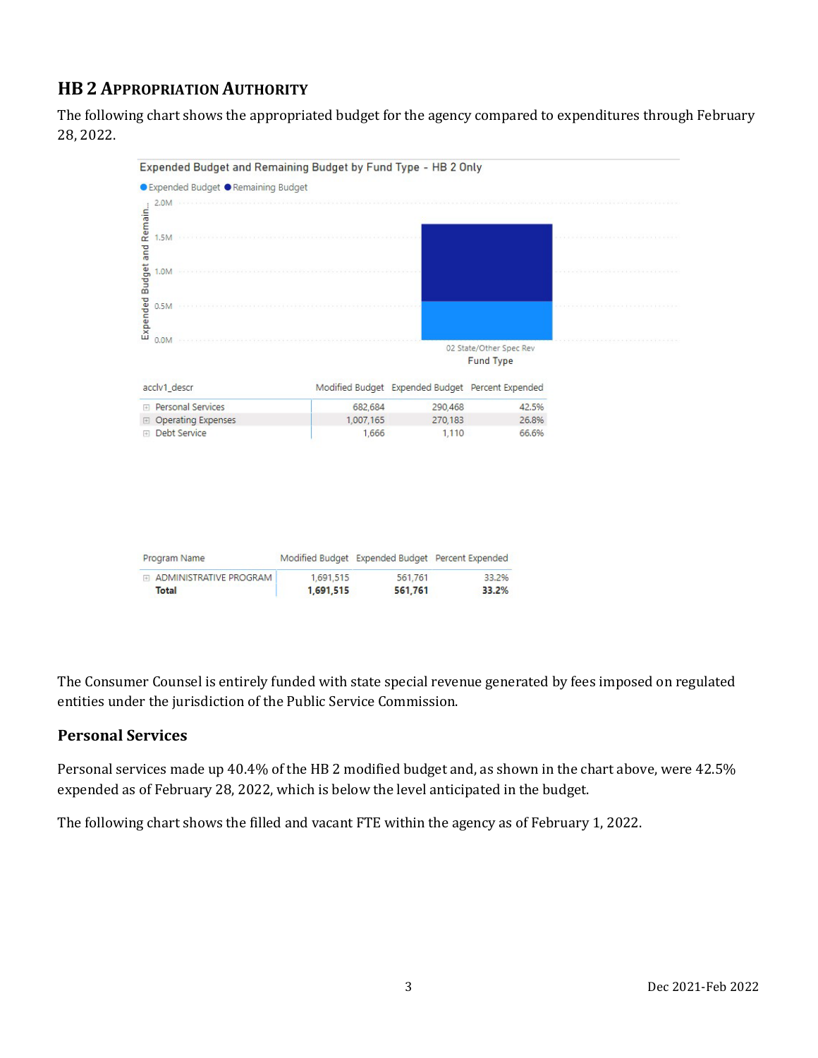## HB 2 Appropriation Authority

The following chart shows the appropriated budget for the agency compared to expenditures through February 28, 2022.

Expended Budget and Remaining Budget by Fund Type - HB 2 Only

| acclv1_descr | Modified Budget | Expended Budget | Percent Expended |
|---|---|---|---|
| Personal Services | 682,684 | 290,468 | 42.5% |
| Operating Expenses | 1,007,165 | 270,183 | 26.8% |
| Debt Service | 1,666 | 1,110 | 66.6% |

| Program Name | Modified Budget | Expended Budget | Percent Expended |
|---|---|---|---|
| ADMINISTRATIVE PROGRAM | 1,691,515 | 561,761 | 33.2% |
| **Total** | **1,691,515** | **561,761** | **33.2%** |

The Consumer Counsel is entirely funded with state special revenue generated by fees imposed on regulated entities under the jurisdiction of the Public Service Commission.

### Personal Services

Personal services made up 40.4% of the HB 2 modified budget and, as shown in the chart above, were 42.5% expended as of February 28, 2022, which is below the level anticipated in the budget.

The following chart shows the filled and vacant FTE within the agency as of February 1, 2022.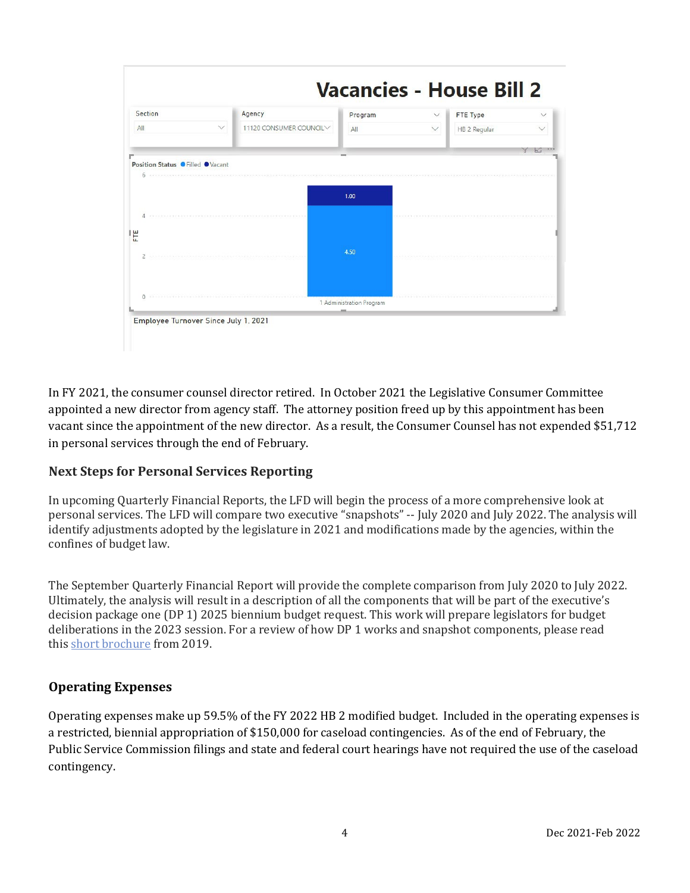## Vacancies - House Bill 2

| Section | Agency | Program | FTE Type |
|---|---|---|---|
| All | 11120 CONSUMER COUNCIL | All | HB 2 Regular |

Position Status: Filled, Vacant

| Program | Filled (FTE) | Vacant (FTE) |
|---|---|---|
| 1 Administration Program | 4.50 | 1.00 |

Employee Turnover Since July 1, 2021

In FY 2021, the consumer counsel director retired. In October 2021 the Legislative Consumer Committee appointed a new director from agency staff. The attorney position freed up by this appointment has been vacant since the appointment of the new director. As a result, the Consumer Counsel has not expended $51,712 in personal services through the end of February.

### Next Steps for Personal Services Reporting

In upcoming Quarterly Financial Reports, the LFD will begin the process of a more comprehensive look at personal services. The LFD will compare two executive "snapshots" -- July 2020 and July 2022. The analysis will identify adjustments adopted by the legislature in 2021 and modifications made by the agencies, within the confines of budget law.

The September Quarterly Financial Report will provide the complete comparison from July 2020 to July 2022. Ultimately, the analysis will result in a description of all the components that will be part of the executive's decision package one (DP 1) 2025 biennium budget request. This work will prepare legislators for budget deliberations in the 2023 session. For a review of how DP 1 works and snapshot components, please read this short brochure from 2019.

### Operating Expenses

Operating expenses make up 59.5% of the FY 2022 HB 2 modified budget. Included in the operating expenses is a restricted, biennial appropriation of $150,000 for caseload contingencies. As of the end of February, the Public Service Commission filings and state and federal court hearings have not required the use of the caseload contingency.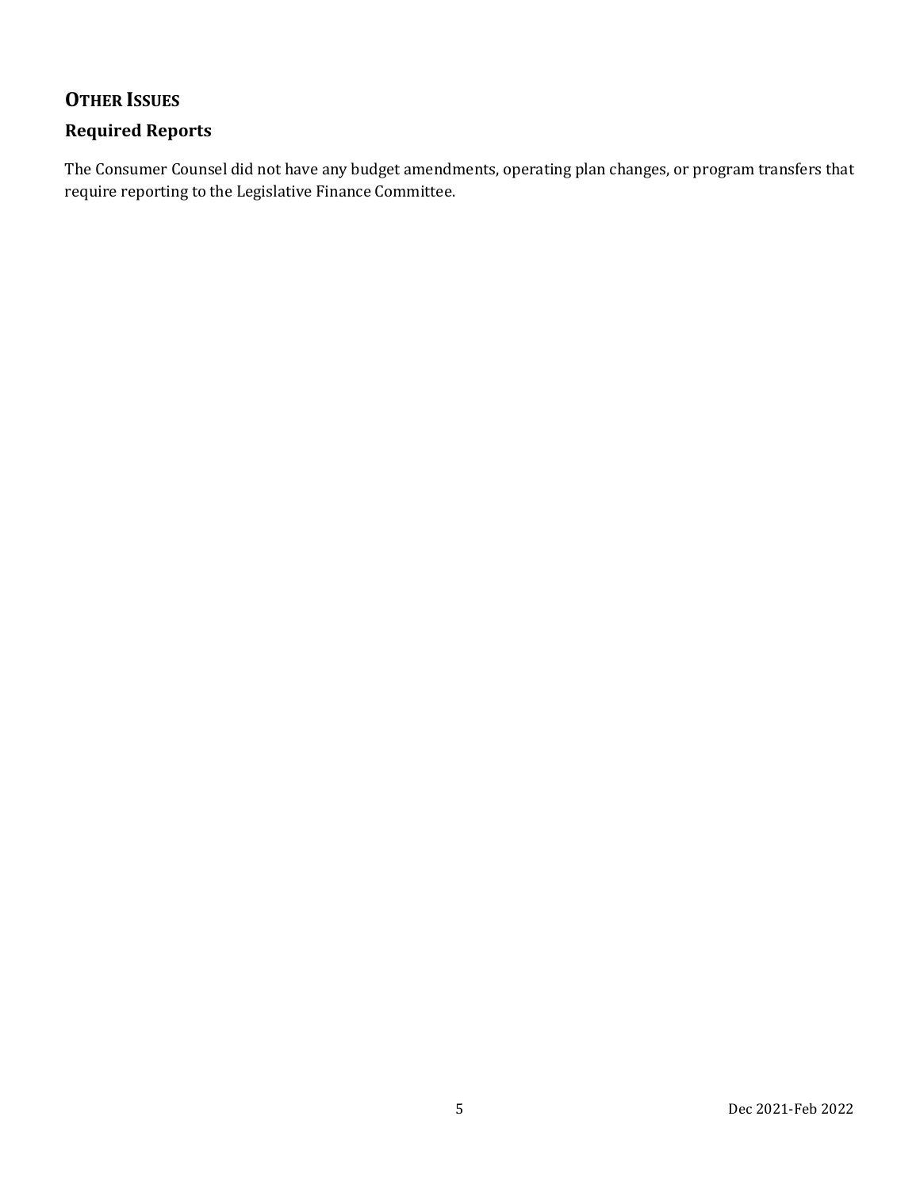## OTHER ISSUES

### Required Reports

The Consumer Counsel did not have any budget amendments, operating plan changes, or program transfers that require reporting to the Legislative Finance Committee.